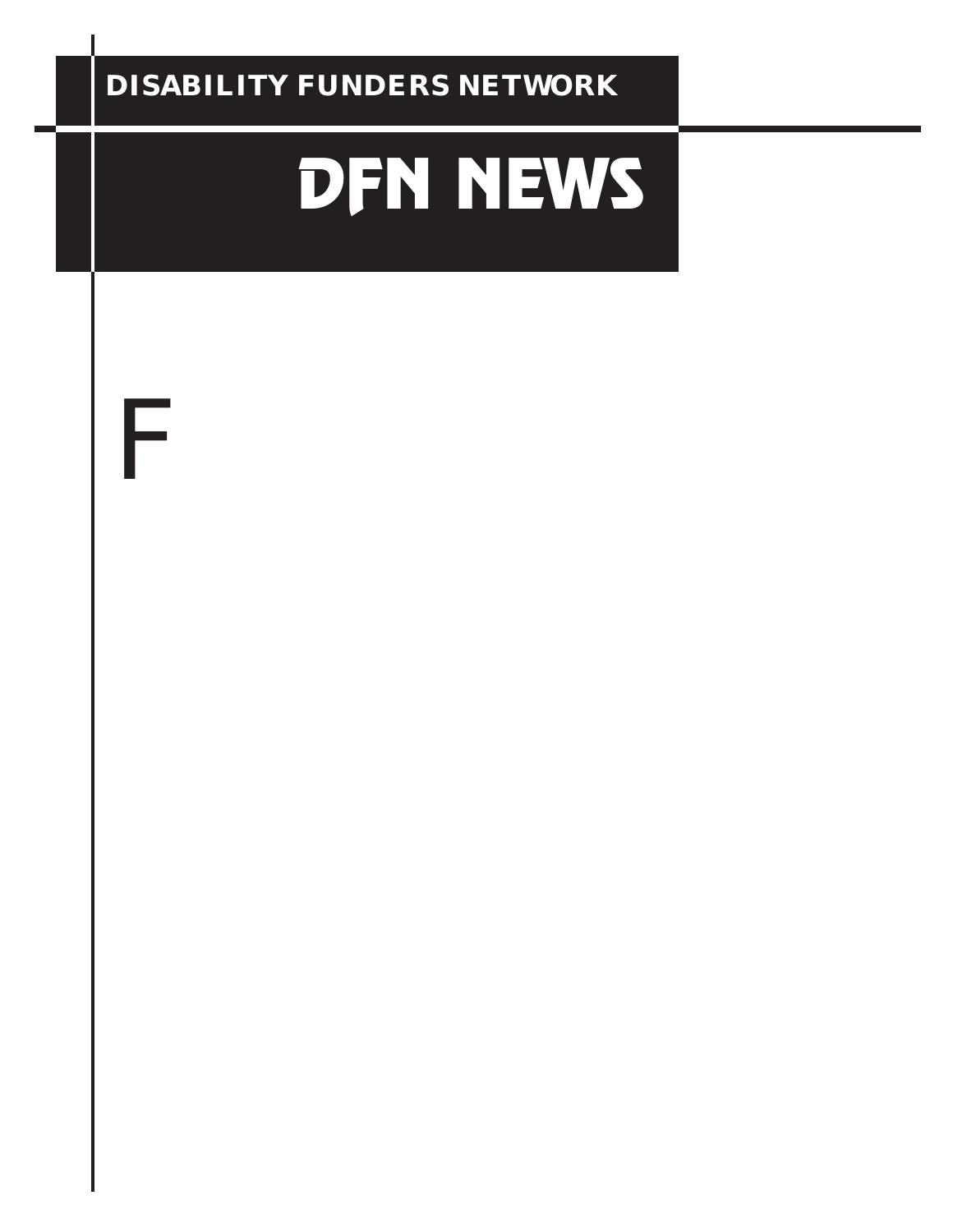DISABILITY FUNDERS NETWORK

# DFN NEWS

F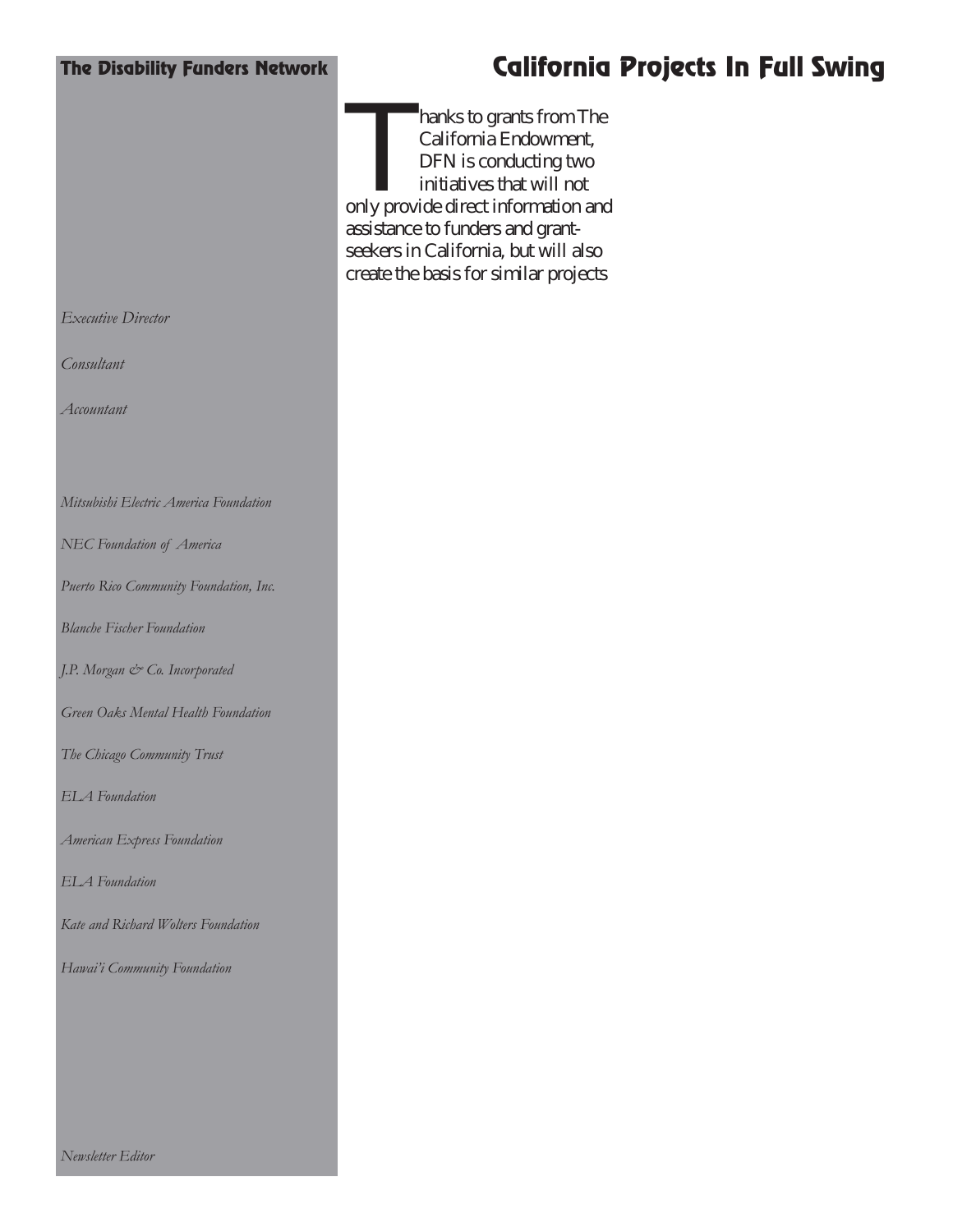**The Disability Funders Network**

*Executive Director*

*Consultant*

*Accountant*

*Mitsubishi Electric America Foundation*

*NEC Foundation of America*

*Puerto Rico Community Foundation, Inc.*

*Blanche Fischer Foundation*

*J.P. Morgan & Co. Incorporated*

*Green Oaks Mental Health Foundation*

*The Chicago Community Trust*

*ELA Foundation*

*American Express Foundation*

*ELA Foundation*

*Kate and Richard Wolters Foundation*

*Hawai'i Community Foundation*

*Newsletter Editor*

# California Projects In Full Swing

Thanks to grants from The California Endowment, DFN is conducting two initiatives that will not only provide direct information and assistance to funders and grant-seekers in California, but will also create the basis for similar projects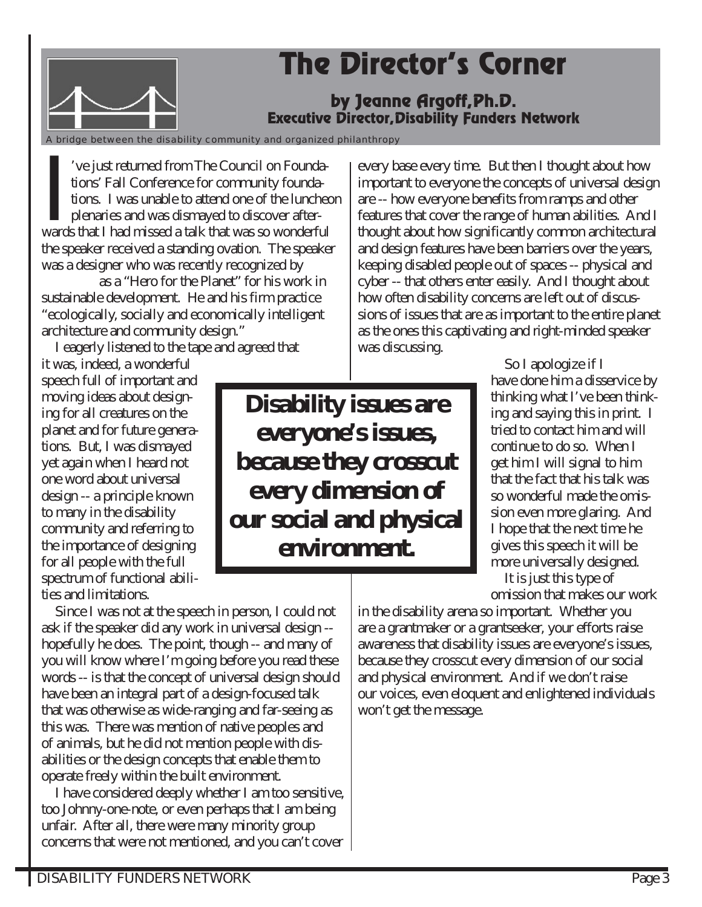# The Director's Corner

### by Jeanne Argoff, Ph.D.
### Executive Director, Disability Funders Network

A bridge between the disability community and organized philanthropy

I've just returned from The Council on Foundations' Fall Conference for community foundations. I was unable to attend one of the luncheon plenaries and was dismayed to discover afterwards that I had missed a talk that was so wonderful the speaker received a standing ovation. The speaker was a designer who was recently recognized by as a "Hero for the Planet" for his work in sustainable development. He and his firm practice "ecologically, socially and economically intelligent architecture and community design."

I eagerly listened to the tape and agreed that it was, indeed, a wonderful speech full of important and moving ideas about designing for all creatures on the planet and for future generations. But, I was dismayed yet again when I heard not one word about universal design -- a principle known to many in the disability community and referring to the importance of designing for all people with the full spectrum of functional abilities and limitations.

Since I was not at the speech in person, I could not ask if the speaker did any work in universal design -- hopefully he does. The point, though -- and many of you will know where I'm going before you read these words -- is that the concept of universal design should have been an integral part of a design-focused talk that was otherwise as wide-ranging and far-seeing as this was. There was mention of native peoples and of animals, but he did not mention people with disabilities or the design concepts that enable them to operate freely within the built environment.

I have considered deeply whether I am too sensitive, too Johnny-one-note, or even perhaps that I am being unfair. After all, there were many minority group concerns that were not mentioned, and you can't cover every base every time. But then I thought about how important to everyone the concepts of universal design are -- how everyone benefits from ramps and other features that cover the range of human abilities. And I thought about how significantly common architectural and design features have been barriers over the years, keeping disabled people out of spaces -- physical and cyber -- that others enter easily. And I thought about how often disability concerns are left out of discussions of issues that are as important to the entire planet as the ones this captivating and right-minded speaker was discussing.

> **Disability issues are everyone's issues, because they crosscut every dimension of our social and physical environment.**

So I apologize if I have done him a disservice by thinking what I've been thinking and saying this in print. I tried to contact him and will continue to do so. When I get him I will signal to him that the fact that his talk was so wonderful made the omission even more glaring. And I hope that the next time he gives this speech it will be more universally designed.

It is just this type of omission that makes our work in the disability arena so important. Whether you are a grantmaker or a grantseeker, your efforts raise awareness that disability issues are everyone's issues, because they crosscut every dimension of our social and physical environment. And if we don't raise our voices, even eloquent and enlightened individuals won't get the message.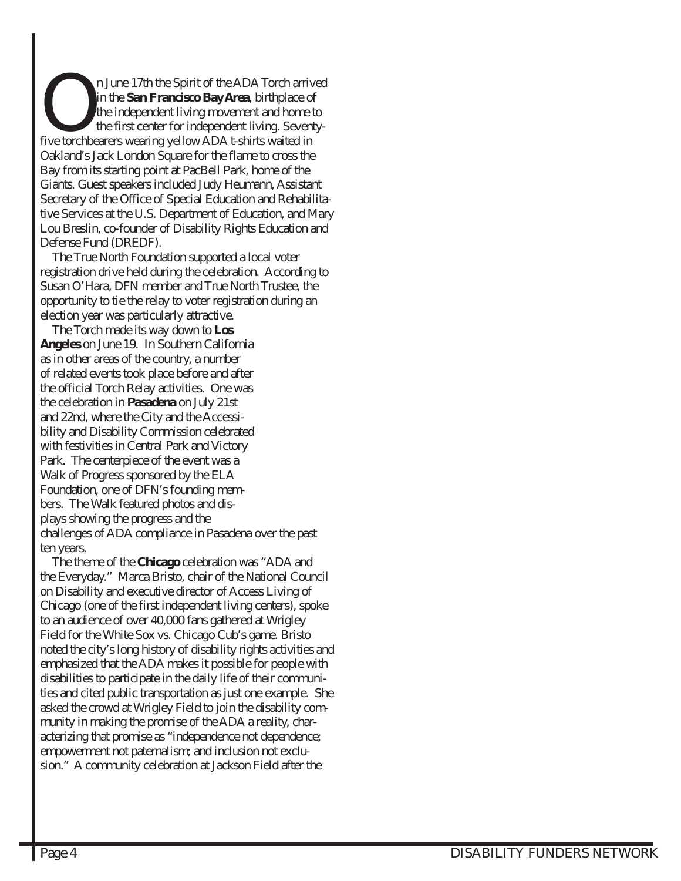On June 17th the Spirit of the ADA Torch arrived in the **San Francisco Bay Area**, birthplace of the independent living movement and home to the first center for independent living. Seventy-five torchbearers wearing yellow ADA t-shirts waited in Oakland's Jack London Square for the flame to cross the Bay from its starting point at PacBell Park, home of the Giants. Guest speakers included Judy Heumann, Assistant Secretary of the Office of Special Education and Rehabilitative Services at the U.S. Department of Education, and Mary Lou Breslin, co-founder of Disability Rights Education and Defense Fund (DREDF).

The True North Foundation supported a local voter registration drive held during the celebration. According to Susan O'Hara, DFN member and True North Trustee, the opportunity to tie the relay to voter registration during an election year was particularly attractive.

The Torch made its way down to **Los Angeles** on June 19. In Southern California as in other areas of the country, a number of related events took place before and after the official Torch Relay activities. One was the celebration in **Pasadena** on July 21st and 22nd, where the City and the Accessibility and Disability Commission celebrated with festivities in Central Park and Victory Park. The centerpiece of the event was a Walk of Progress sponsored by the ELA Foundation, one of DFN's founding members. The Walk featured photos and displays showing the progress and the challenges of ADA compliance in Pasadena over the past ten years.

The theme of the **Chicago** celebration was "ADA and the Everyday." Marca Bristo, chair of the National Council on Disability and executive director of Access Living of Chicago (one of the first independent living centers), spoke to an audience of over 40,000 fans gathered at Wrigley Field for the White Sox vs. Chicago Cub's game. Bristo noted the city's long history of disability rights activities and emphasized that the ADA makes it possible for people with disabilities to participate in the daily life of their communities and cited public transportation as just one example. She asked the crowd at Wrigley Field to join the disability community in making the promise of the ADA a reality, characterizing that promise as "independence not dependence; empowerment not paternalism; and inclusion not exclusion." A community celebration at Jackson Field after the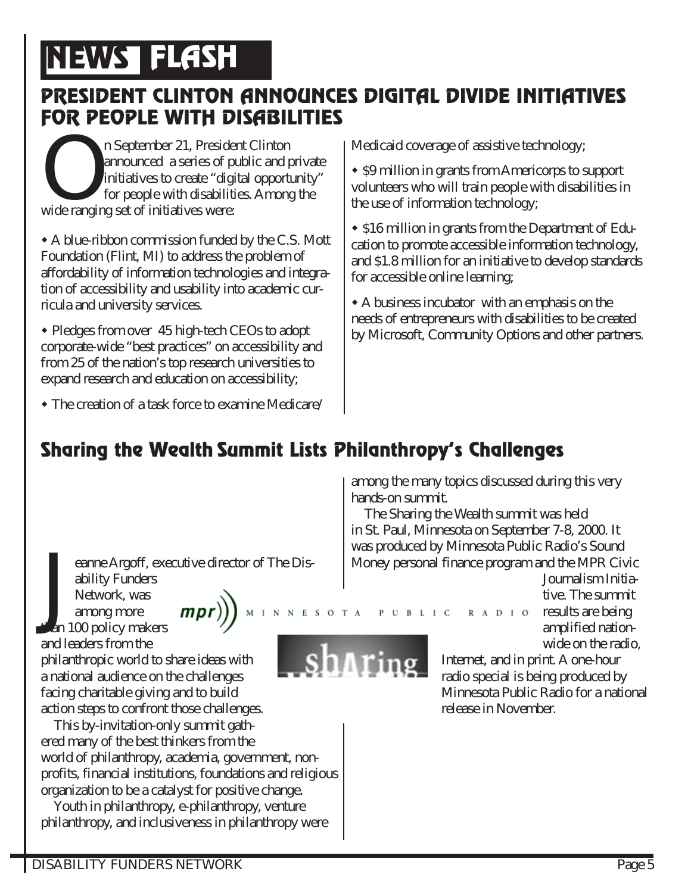# NEWS FLASH

## PRESIDENT CLINTON ANNOUNCES DIGITAL DIVIDE INITIATIVES FOR PEOPLE WITH DISABILITIES

On September 21, President Clinton announced a series of public and private initiatives to create "digital opportunity" for people with disabilities. Among the wide ranging set of initiatives were:

- A blue-ribbon commission funded by the C.S. Mott Foundation (Flint, MI) to address the problem of affordability of information technologies and integration of accessibility and usability into academic curricula and university services.
- Pledges from over 45 high-tech CEOs to adopt corporate-wide "best practices" on accessibility and from 25 of the nation's top research universities to expand research and education on accessibility;
- The creation of a task force to examine Medicare/Medicaid coverage of assistive technology;
- $9 million in grants from Americorps to support volunteers who will train people with disabilities in the use of information technology;
- $16 million in grants from the Department of Education to promote accessible information technology, and $1.8 million for an initiative to develop standards for accessible online learning;
- A business incubator with an emphasis on the needs of entrepreneurs with disabilities to be created by Microsoft, Community Options and other partners.

## Sharing the Wealth Summit Lists Philanthropy's Challenges

Jeanne Argoff, executive director of The Disability Funders Network, was among more than 100 policy makers and leaders from the philanthropic world to share ideas with a national audience on the challenges facing charitable giving and to build action steps to confront those challenges.

This by-invitation-only summit gathered many of the best thinkers from the world of philanthropy, academia, government, non-profits, financial institutions, foundations and religious organization to be a catalyst for positive change.

Youth in philanthropy, e-philanthropy, venture philanthropy, and inclusiveness in philanthropy were among the many topics discussed during this very hands-on summit.

The Sharing the Wealth summit was held in St. Paul, Minnesota on September 7-8, 2000. It was produced by Minnesota Public Radio's Sound Money personal finance program and the MPR Civic Journalism Initiative. The summit results are being amplified nationwide on the radio, Internet, and in print. A one-hour radio special is being produced by Minnesota Public Radio for a national release in November.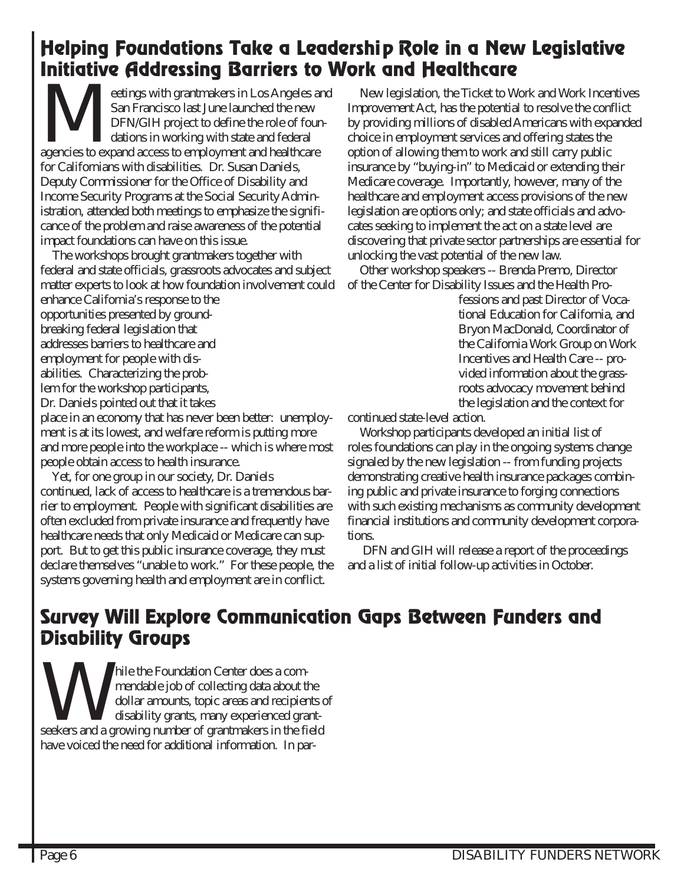## Helping Foundations Take a Leadership Role in a New Legislative Initiative Addressing Barriers to Work and Healthcare

Meetings with grantmakers in Los Angeles and San Francisco last June launched the new DFN/GIH project to define the role of foundations in working with state and federal agencies to expand access to employment and healthcare for Californians with disabilities. Dr. Susan Daniels, Deputy Commissioner for the Office of Disability and Income Security Programs at the Social Security Administration, attended both meetings to emphasize the significance of the problem and raise awareness of the potential impact foundations can have on this issue.

The workshops brought grantmakers together with federal and state officials, grassroots advocates and subject matter experts to look at how foundation involvement could enhance California's response to the opportunities presented by groundbreaking federal legislation that addresses barriers to healthcare and employment for people with disabilities. Characterizing the problem for the workshop participants, Dr. Daniels pointed out that it takes place in an economy that has never been better: unemployment is at its lowest, and welfare reform is putting more and more people into the workplace -- which is where most people obtain access to health insurance.

Yet, for one group in our society, Dr. Daniels continued, lack of access to healthcare is a tremendous barrier to employment. People with significant disabilities are often excluded from private insurance and frequently have healthcare needs that only Medicaid or Medicare can support. But to get this public insurance coverage, they must declare themselves "unable to work." For these people, the systems governing health and employment are in conflict.

New legislation, the Ticket to Work and Work Incentives Improvement Act, has the potential to resolve the conflict by providing millions of disabled Americans with expanded choice in employment services and offering states the option of allowing them to work and still carry public insurance by "buying-in" to Medicaid or extending their Medicare coverage. Importantly, however, many of the healthcare and employment access provisions of the new legislation are options only; and state officials and advocates seeking to implement the act on a state level are discovering that private sector partnerships are essential for unlocking the vast potential of the new law.

Other workshop speakers -- Brenda Premo, Director of the Center for Disability Issues and the Health Professions and past Director of Vocational Education for California, and Bryon MacDonald, Coordinator of the California Work Group on Work Incentives and Health Care -- provided information about the grassroots advocacy movement behind the legislation and the context for continued state-level action.

Workshop participants developed an initial list of roles foundations can play in the ongoing systems change signaled by the new legislation -- from funding projects demonstrating creative health insurance packages combining public and private insurance to forging connections with such existing mechanisms as community development financial institutions and community development corporations.

DFN and GIH will release a report of the proceedings and a list of initial follow-up activities in October.

## Survey Will Explore Communication Gaps Between Funders and Disability Groups

While the Foundation Center does a commendable job of collecting data about the dollar amounts, topic areas and recipients of disability grants, many experienced grantseekers and a growing number of grantmakers in the field have voiced the need for additional information. In par-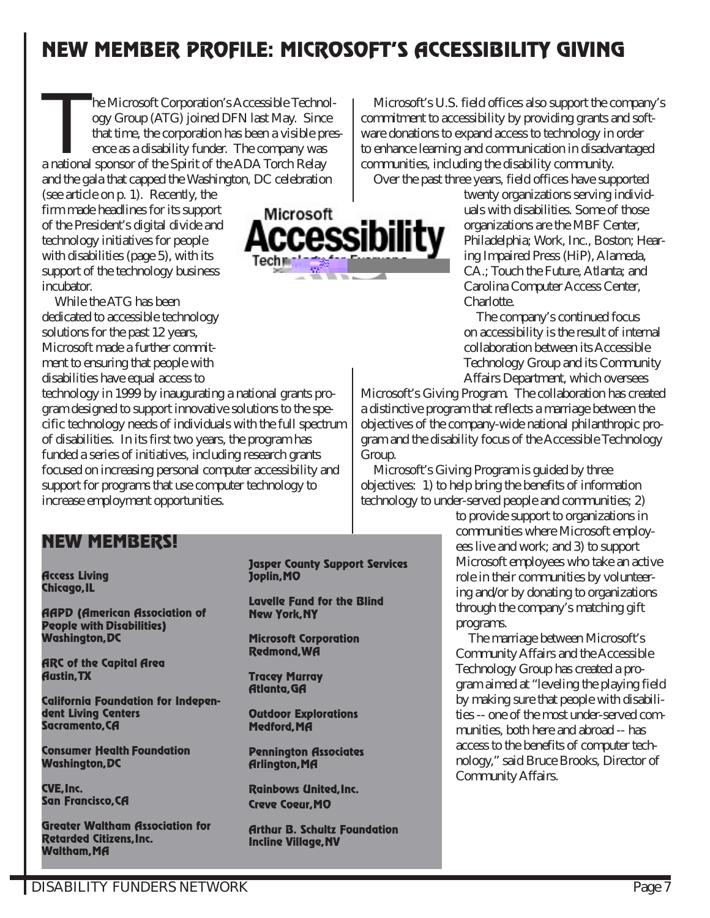## NEW MEMBER PROFILE: MICROSOFT'S ACCESSIBILITY GIVING

The Microsoft Corporation's Accessible Technology Group (ATG) joined DFN last May. Since that time, the corporation has been a visible presence as a disability funder. The company was a national sponsor of the Spirit of the ADA Torch Relay and the gala that capped the Washington, DC celebration (see article on p. 1). Recently, the firm made headlines for its support of the President's digital divide and technology initiatives for people with disabilities (page 5), with its support of the technology business incubator.

While the ATG has been dedicated to accessible technology solutions for the past 12 years, Microsoft made a further commitment to ensuring that people with disabilities have equal access to technology in 1999 by inaugurating a national grants program designed to support innovative solutions to the specific technology needs of individuals with the full spectrum of disabilities. In its first two years, the program has funded a series of initiatives, including research grants focused on increasing personal computer accessibility and support for programs that use computer technology to increase employment opportunities.

Microsoft's U.S. field offices also support the company's commitment to accessibility by providing grants and software donations to expand access to technology in order to enhance learning and communication in disadvantaged communities, including the disability community.

Over the past three years, field offices have supported twenty organizations serving individuals with disabilities. Some of those organizations are the MBF Center, Philadelphia; Work, Inc., Boston; Hearing Impaired Press (HiP), Alameda, CA.; Touch the Future, Atlanta; and Carolina Computer Access Center, Charlotte.

The company's continued focus on accessibility is the result of internal collaboration between its Accessible Technology Group and its Community Affairs Department, which oversees Microsoft's Giving Program. The collaboration has created a distinctive program that reflects a marriage between the objectives of the company-wide national philanthropic program and the disability focus of the Accessible Technology Group.

Microsoft's Giving Program is guided by three objectives: 1) to help bring the benefits of information technology to under-served people and communities; 2) to provide support to organizations in communities where Microsoft employees live and work; and 3) to support Microsoft employees who take an active role in their communities by volunteering and/or by donating to organizations through the company's matching gift programs.

The marriage between Microsoft's Community Affairs and the Accessible Technology Group has created a program aimed at "leveling the playing field by making sure that people with disabilities -- one of the most under-served communities, both here and abroad -- has access to the benefits of computer technology," said Bruce Brooks, Director of Community Affairs.

### NEW MEMBERS!

**Access Living**
Chicago, IL

**AAPD (American Association of People with Disabilities)**
Washington, DC

**ARC of the Capital Area**
Austin, TX

**California Foundation for Independent Living Centers**
Sacramento, CA

**Consumer Health Foundation**
Washington, DC

**CVE, Inc.**
San Francisco, CA

**Greater Waltham Association for Retarded Citizens, Inc.**
Waltham, MA

**Jasper County Support Services**
Joplin, MO

**Lavelle Fund for the Blind**
New York, NY

**Microsoft Corporation**
Redmond, WA

**Tracey Murray**
Atlanta, GA

**Outdoor Explorations**
Medford, MA

**Pennington Associates**
Arlington, MA

**Rainbows United, Inc.**
Creve Coeur, MO

**Arthur B. Schultz Foundation**
Incline Village, NV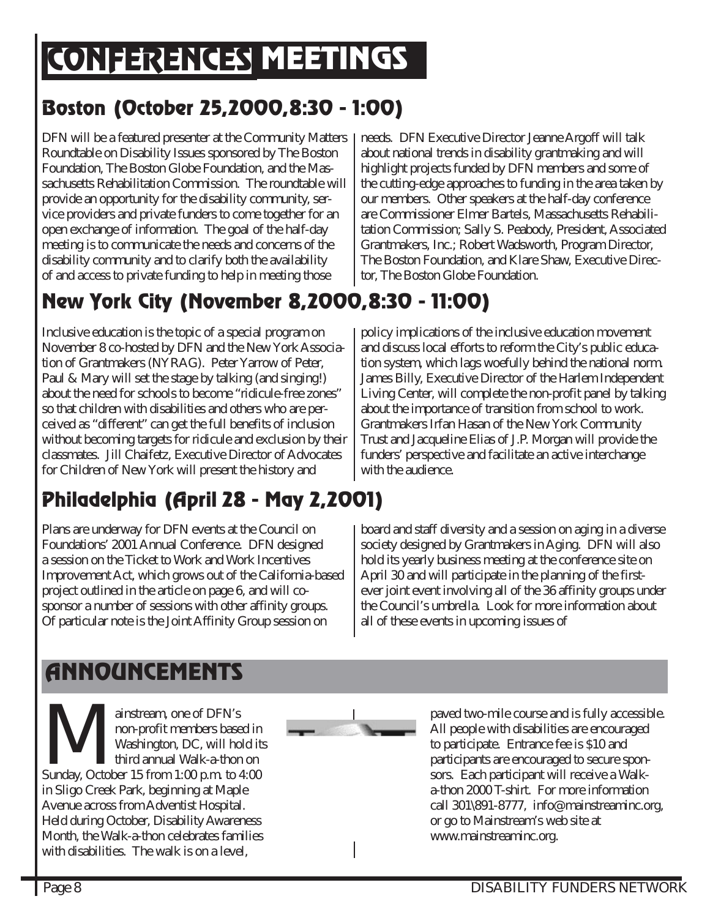# CONFERENCES MEETINGS

## Boston (October 25,2000,8:30 - 1:00)

DFN will be a featured presenter at the Community Matters Roundtable on Disability Issues sponsored by The Boston Foundation, The Boston Globe Foundation, and the Massachusetts Rehabilitation Commission. The roundtable will provide an opportunity for the disability community, service providers and private funders to come together for an open exchange of information. The goal of the half-day meeting is to communicate the needs and concerns of the disability community and to clarify both the availability of and access to private funding to help in meeting those needs. DFN Executive Director Jeanne Argoff will talk about national trends in disability grantmaking and will highlight projects funded by DFN members and some of the cutting-edge approaches to funding in the area taken by our members. Other speakers at the half-day conference are Commissioner Elmer Bartels, Massachusetts Rehabilitation Commission; Sally S. Peabody, President, Associated Grantmakers, Inc.; Robert Wadsworth, Program Director, The Boston Foundation, and Klare Shaw, Executive Director, The Boston Globe Foundation.

## New York City (November 8,2000,8:30 - 11:00)

Inclusive education is the topic of a special program on November 8 co-hosted by DFN and the New York Association of Grantmakers (NYRAG). Peter Yarrow of Peter, Paul & Mary will set the stage by talking (and singing!) about the need for schools to become "ridicule-free zones" so that children with disabilities and others who are perceived as "different" can get the full benefits of inclusion without becoming targets for ridicule and exclusion by their classmates. Jill Chaifetz, Executive Director of Advocates for Children of New York will present the history and policy implications of the inclusive education movement and discuss local efforts to reform the City's public education system, which lags woefully behind the national norm. James Billy, Executive Director of the Harlem Independent Living Center, will complete the non-profit panel by talking about the importance of transition from school to work. Grantmakers Irfan Hasan of the New York Community Trust and Jacqueline Elias of J.P. Morgan will provide the funders' perspective and facilitate an active interchange with the audience.

## Philadelphia (April 28 - May 2,2001)

Plans are underway for DFN events at the Council on Foundations' 2001 Annual Conference. DFN designed a session on the Ticket to Work and Work Incentives Improvement Act, which grows out of the California-based project outlined in the article on page 6, and will co-sponsor a number of sessions with other affinity groups. Of particular note is the Joint Affinity Group session on board and staff diversity and a session on aging in a diverse society designed by Grantmakers in Aging. DFN will also hold its yearly business meeting at the conference site on April 30 and will participate in the planning of the first-ever joint event involving all of the 36 affinity groups under the Council's umbrella. Look for more information about all of these events in upcoming issues of

# ANNOUNCEMENTS

Mainstream, one of DFN's non-profit members based in Washington, DC, will hold its third annual Walk-a-thon on Sunday, October 15 from 1:00 p.m. to 4:00 in Sligo Creek Park, beginning at Maple Avenue across from Adventist Hospital. Held during October, Disability Awareness Month, the Walk-a-thon celebrates families with disabilities. The walk is on a level, paved two-mile course and is fully accessible. All people with disabilities are encouraged to participate. Entrance fee is $10 and participants are encouraged to secure sponsors. Each participant will receive a Walk-a-thon 2000 T-shirt. For more information call 301\891-8777, info@mainstreaminc.org, or go to Mainstream's web site at www.mainstreaminc.org.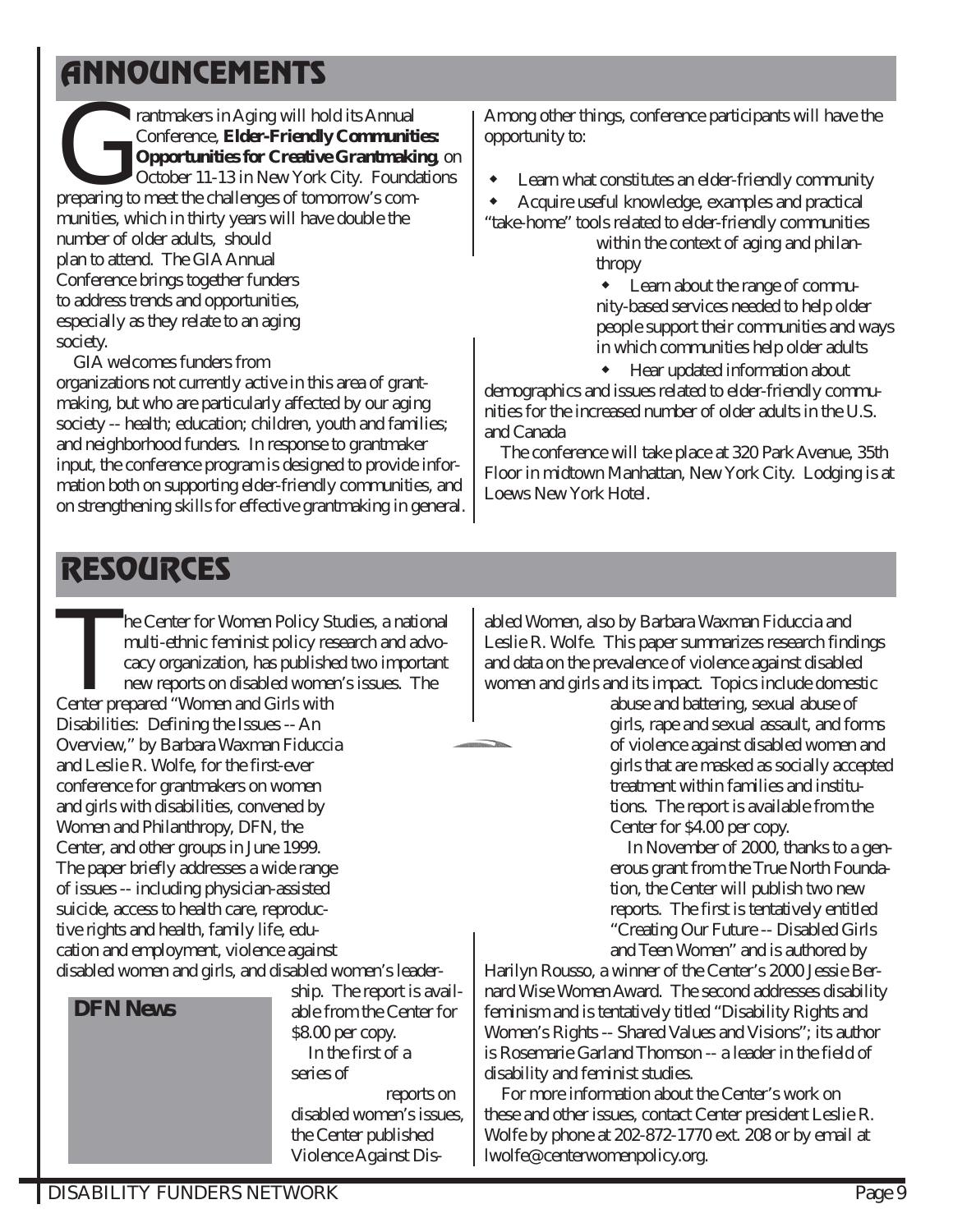# ANNOUNCEMENTS

Grantmakers in Aging will hold its Annual Conference, **Elder-Friendly Communities: Opportunities for Creative Grantmaking**, on October 11-13 in New York City. Foundations preparing to meet the challenges of tomorrow's communities, which in thirty years will have double the number of older adults, should plan to attend. The GIA Annual Conference brings together funders to address trends and opportunities, especially as they relate to an aging society.

GIA welcomes funders from organizations not currently active in this area of grantmaking, but who are particularly affected by our aging society -- health; education; children, youth and families; and neighborhood funders. In response to grantmaker input, the conference program is designed to provide information both on supporting elder-friendly communities, and on strengthening skills for effective grantmaking in general.

Among other things, conference participants will have the opportunity to:

- Learn what constitutes an elder-friendly community
- Acquire useful knowledge, examples and practical "take-home" tools related to elder-friendly communities within the context of aging and philanthropy
- Learn about the range of community-based services needed to help older people support their communities and ways in which communities help older adults
- Hear updated information about demographics and issues related to elder-friendly communities for the increased number of older adults in the U.S. and Canada

The conference will take place at 320 Park Avenue, 35th Floor in midtown Manhattan, New York City. Lodging is at Loews New York Hotel.

# RESOURCES

The Center for Women Policy Studies, a national multi-ethnic feminist policy research and advocacy organization, has published two important new reports on disabled women's issues. The Center prepared "Women and Girls with Disabilities: Defining the Issues -- An Overview," by Barbara Waxman Fiduccia and Leslie R. Wolfe, for the first-ever conference for grantmakers on women and girls with disabilities, convened by Women and Philanthropy, DFN, the Center, and other groups in June 1999. The paper briefly addresses a wide range of issues -- including physician-assisted suicide, access to health care, reproductive rights and health, family life, education and employment, violence against disabled women and girls, and disabled women's leadership. The report is available from the Center for $8.00 per copy.

**DFN News**

In the first of a series of reports on disabled women's issues, the Center published Violence Against Disabled Women, also by Barbara Waxman Fiduccia and Leslie R. Wolfe. This paper summarizes research findings and data on the prevalence of violence against disabled women and girls and its impact. Topics include domestic abuse and battering, sexual abuse of girls, rape and sexual assault, and forms of violence against disabled women and girls that are masked as socially accepted treatment within families and institutions. The report is available from the Center for $4.00 per copy.

In November of 2000, thanks to a generous grant from the True North Foundation, the Center will publish two new reports. The first is tentatively entitled "Creating Our Future -- Disabled Girls and Teen Women" and is authored by Harilyn Rousso, a winner of the Center's 2000 Jessie Bernard Wise Women Award. The second addresses disability feminism and is tentatively titled "Disability Rights and Women's Rights -- Shared Values and Visions"; its author is Rosemarie Garland Thomson -- a leader in the field of disability and feminist studies.

For more information about the Center's work on these and other issues, contact Center president Leslie R. Wolfe by phone at 202-872-1770 ext. 208 or by email at lwolfe@centerwomenpolicy.org.